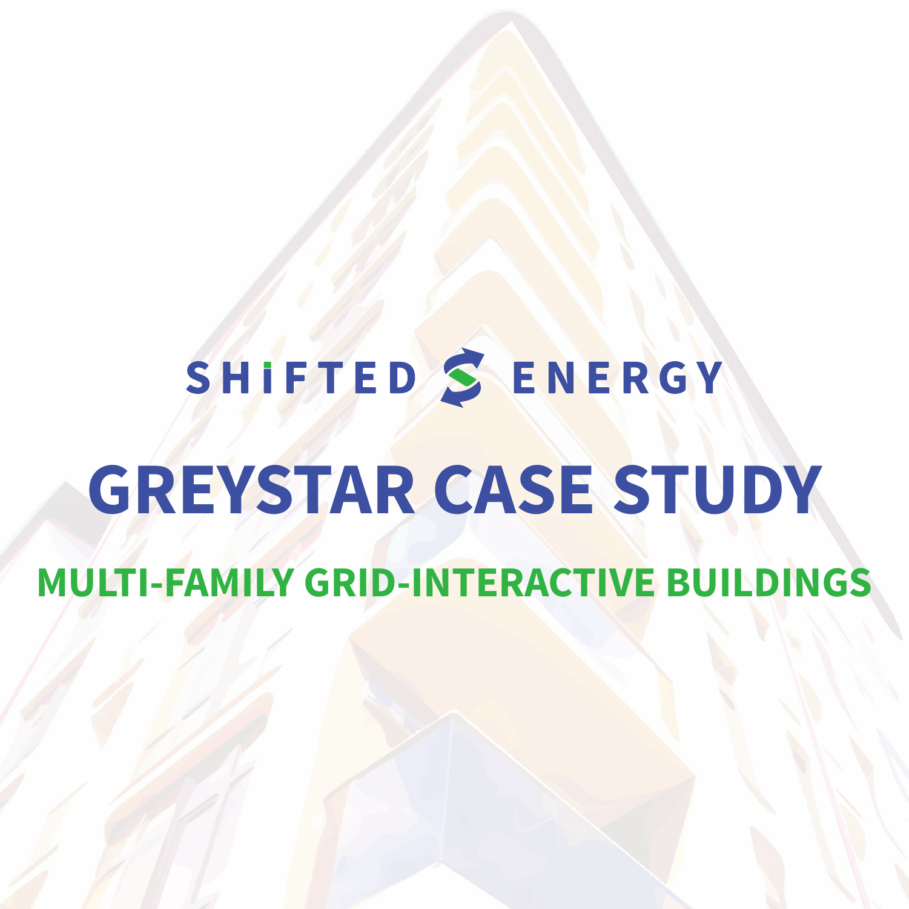SHIFTED ENERGY

# GREYSTAR CASE STUDY

## MULTI-FAMILY GRID-INTERACTIVE BUILDINGS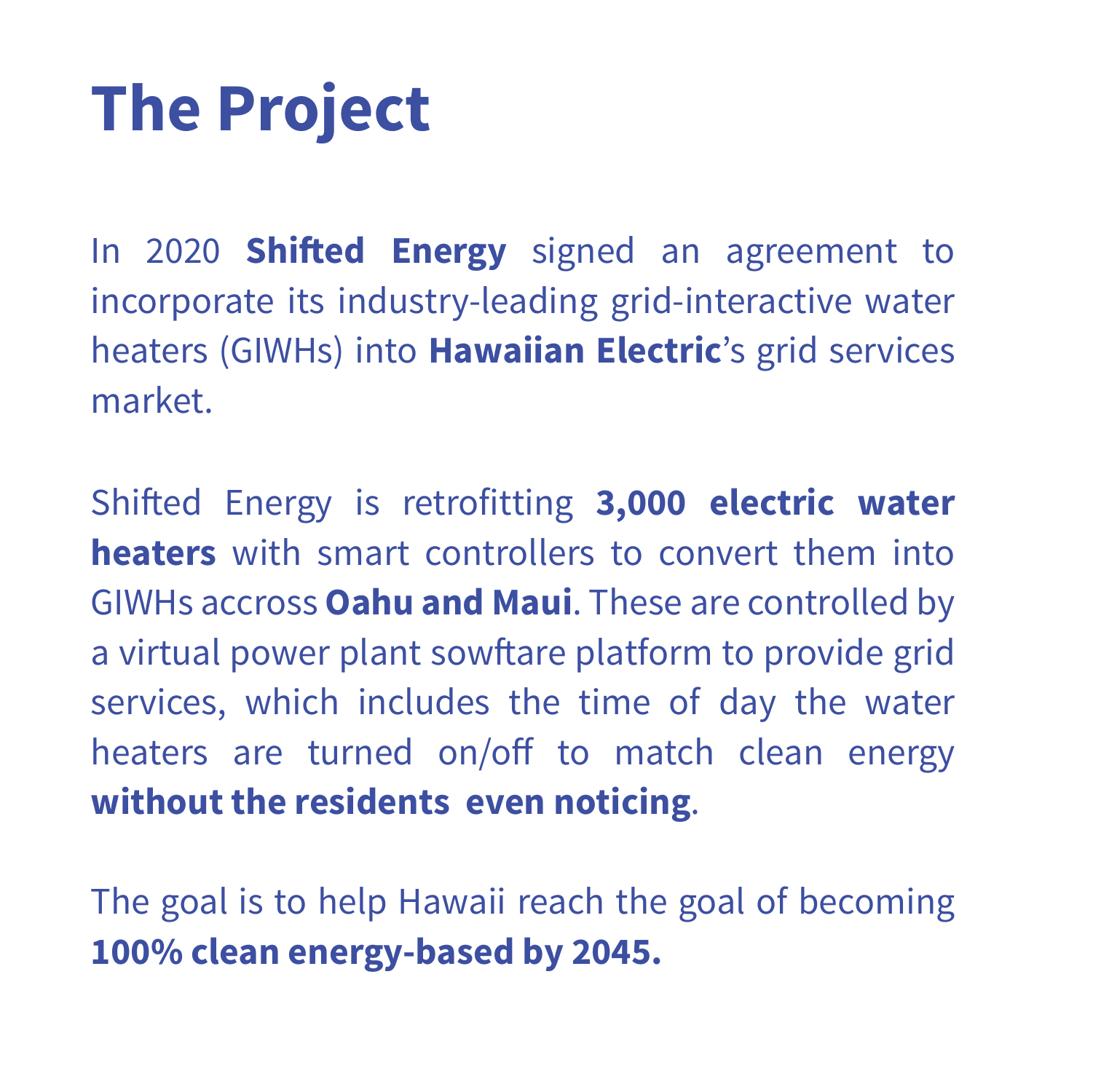# The Project

In 2020 **Shifted Energy** signed an agreement to incorporate its industry-leading grid-interactive water heaters (GIWHs) into **Hawaiian Electric**'s grid services market.

Shifted Energy is retrofitting **3,000 electric water heaters** with smart controllers to convert them into GIWHs accross **Oahu and Maui**. These are controlled by a virtual power plant sowftare platform to provide grid services, which includes the time of day the water heaters are turned on/off to match clean energy **without the residents even noticing**.

The goal is to help Hawaii reach the goal of becoming **100% clean energy-based by 2045.**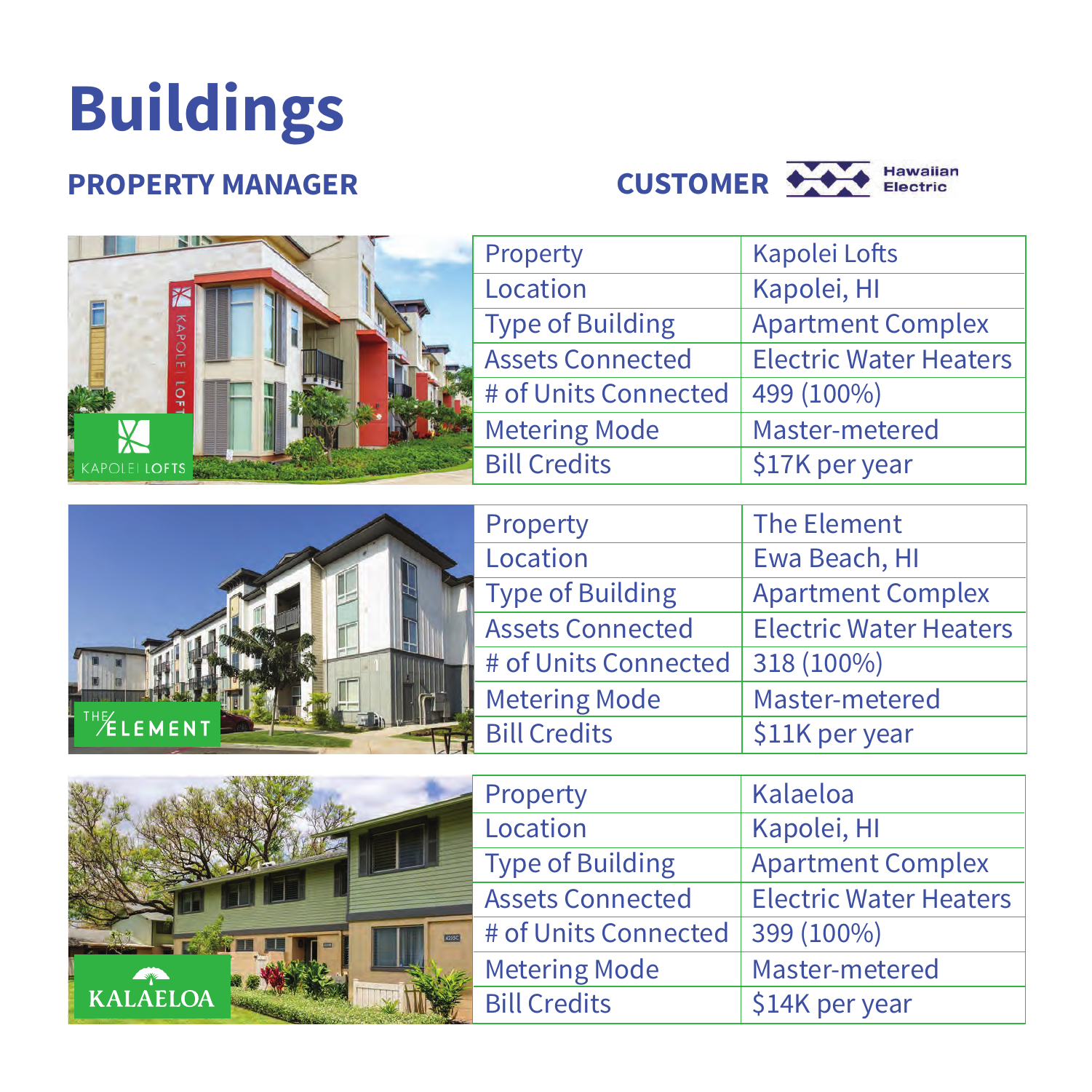# Buildings

**PROPERTY MANAGER**

**CUSTOMER** Hawaiian Electric

| Property | Kapolei Lofts |
|---|---|
| Location | Kapolei, HI |
| Type of Building | Apartment Complex |
| Assets Connected | Electric Water Heaters |
| # of Units Connected | 499 (100%) |
| Metering Mode | Master-metered |
| Bill Credits | $17K per year |

| Property | The Element |
|---|---|
| Location | Ewa Beach, HI |
| Type of Building | Apartment Complex |
| Assets Connected | Electric Water Heaters |
| # of Units Connected | 318 (100%) |
| Metering Mode | Master-metered |
| Bill Credits | $11K per year |

| Property | Kalaeloa |
|---|---|
| Location | Kapolei, HI |
| Type of Building | Apartment Complex |
| Assets Connected | Electric Water Heaters |
| # of Units Connected | 399 (100%) |
| Metering Mode | Master-metered |
| Bill Credits | $14K per year |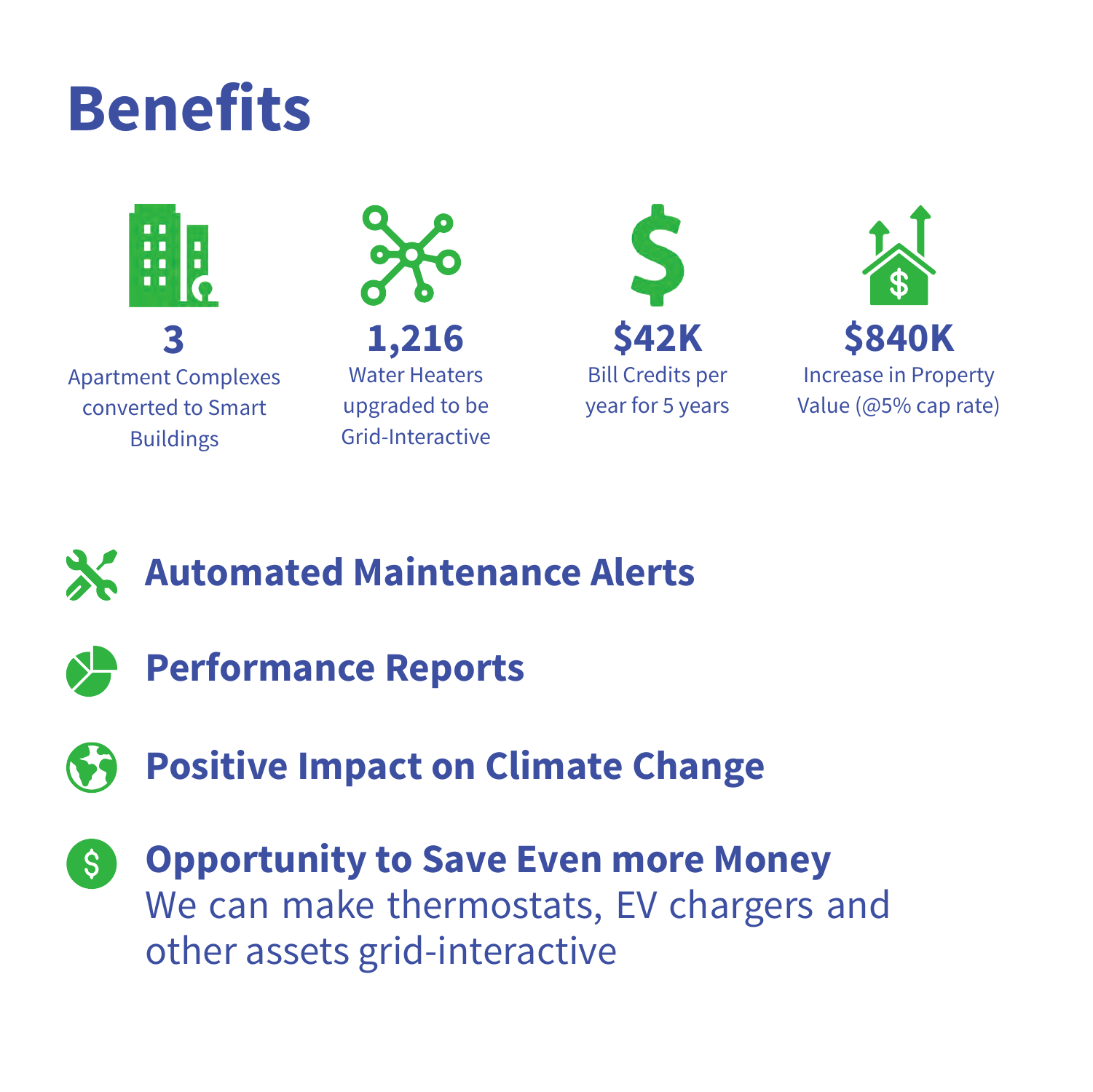# Benefits

**3**
Apartment Complexes converted to Smart Buildings

**1,216**
Water Heaters upgraded to be Grid-Interactive

**$42K**
Bill Credits per year for 5 years

**$840K**
Increase in Property Value (@5% cap rate)

**Automated Maintenance Alerts**

**Performance Reports**

**Positive Impact on Climate Change**

**Opportunity to Save Even more Money**
We can make thermostats, EV chargers and other assets grid-interactive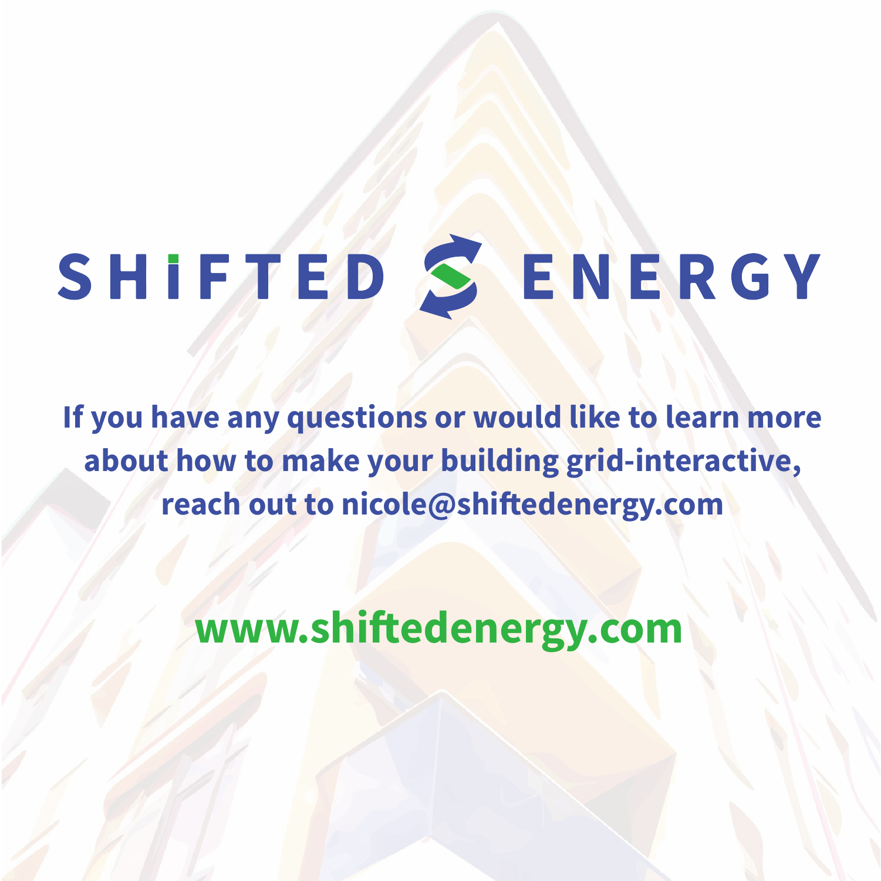# SHiFTED ENERGY

**If you have any questions or would like to learn more about how to make your building grid-interactive, reach out to nicole@shiftedenergy.com**

**www.shiftedenergy.com**